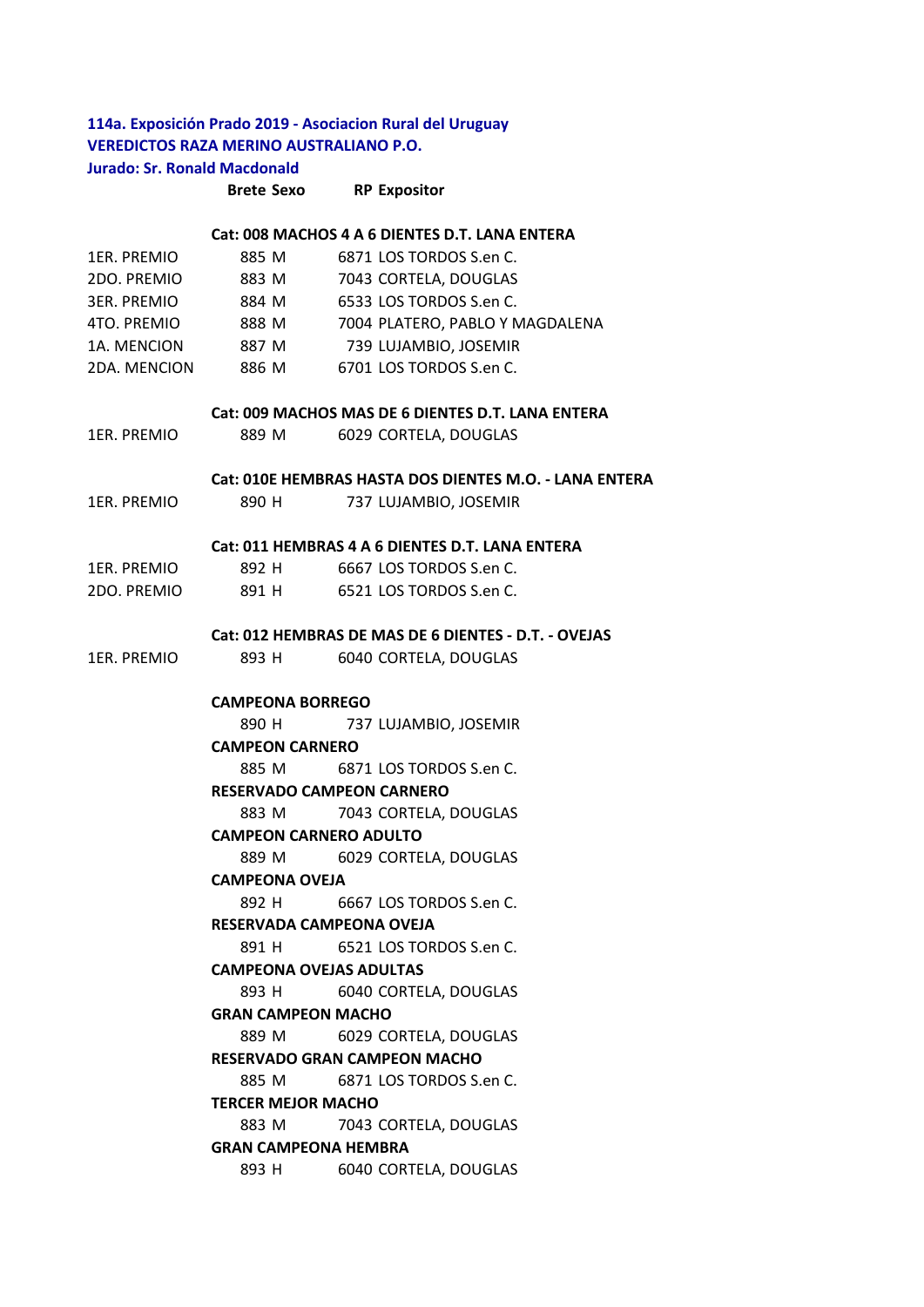**114a. Exposición Prado 2019 - Asociacion Rural del Uruguay**
**VEREDICTOS RAZA MERINO AUSTRALIANO P.O.**
**Jurado: Sr. Ronald Macdonald**

| | Brete | Sexo | RP | Expositor |
|---|---|---|---|---|
| | **Cat: 008 MACHOS 4 A 6 DIENTES D.T. LANA ENTERA** | | | |
| 1ER. PREMIO | 885 | M | 6871 | LOS TORDOS S.en C. |
| 2DO. PREMIO | 883 | M | 7043 | CORTELA, DOUGLAS |
| 3ER. PREMIO | 884 | M | 6533 | LOS TORDOS S.en C. |
| 4TO. PREMIO | 888 | M | 7004 | PLATERO, PABLO Y MAGDALENA |
| 1A. MENCION | 887 | M | 739 | LUJAMBIO, JOSEMIR |
| 2DA. MENCION | 886 | M | 6701 | LOS TORDOS S.en C. |
| | **Cat: 009 MACHOS MAS DE 6 DIENTES D.T. LANA ENTERA** | | | |
| 1ER. PREMIO | 889 | M | 6029 | CORTELA, DOUGLAS |
| | **Cat: 010E HEMBRAS HASTA DOS DIENTES M.O. - LANA ENTERA** | | | |
| 1ER. PREMIO | 890 | H | 737 | LUJAMBIO, JOSEMIR |
| | **Cat: 011 HEMBRAS 4 A 6 DIENTES D.T. LANA ENTERA** | | | |
| 1ER. PREMIO | 892 | H | 6667 | LOS TORDOS S.en C. |
| 2DO. PREMIO | 891 | H | 6521 | LOS TORDOS S.en C. |
| | **Cat: 012 HEMBRAS DE MAS DE 6 DIENTES - D.T. - OVEJAS** | | | |
| 1ER. PREMIO | 893 | H | 6040 | CORTELA, DOUGLAS |
| | **CAMPEONA BORREGO** | | | |
| | 890 | H | 737 | LUJAMBIO, JOSEMIR |
| | **CAMPEON CARNERO** | | | |
| | 885 | M | 6871 | LOS TORDOS S.en C. |
| | **RESERVADO CAMPEON CARNERO** | | | |
| | 883 | M | 7043 | CORTELA, DOUGLAS |
| | **CAMPEON CARNERO ADULTO** | | | |
| | 889 | M | 6029 | CORTELA, DOUGLAS |
| | **CAMPEONA OVEJA** | | | |
| | 892 | H | 6667 | LOS TORDOS S.en C. |
| | **RESERVADA CAMPEONA OVEJA** | | | |
| | 891 | H | 6521 | LOS TORDOS S.en C. |
| | **CAMPEONA OVEJAS ADULTAS** | | | |
| | 893 | H | 6040 | CORTELA, DOUGLAS |
| | **GRAN CAMPEON MACHO** | | | |
| | 889 | M | 6029 | CORTELA, DOUGLAS |
| | **RESERVADO GRAN CAMPEON MACHO** | | | |
| | 885 | M | 6871 | LOS TORDOS S.en C. |
| | **TERCER MEJOR MACHO** | | | |
| | 883 | M | 7043 | CORTELA, DOUGLAS |
| | **GRAN CAMPEONA HEMBRA** | | | |
| | 893 | H | 6040 | CORTELA, DOUGLAS |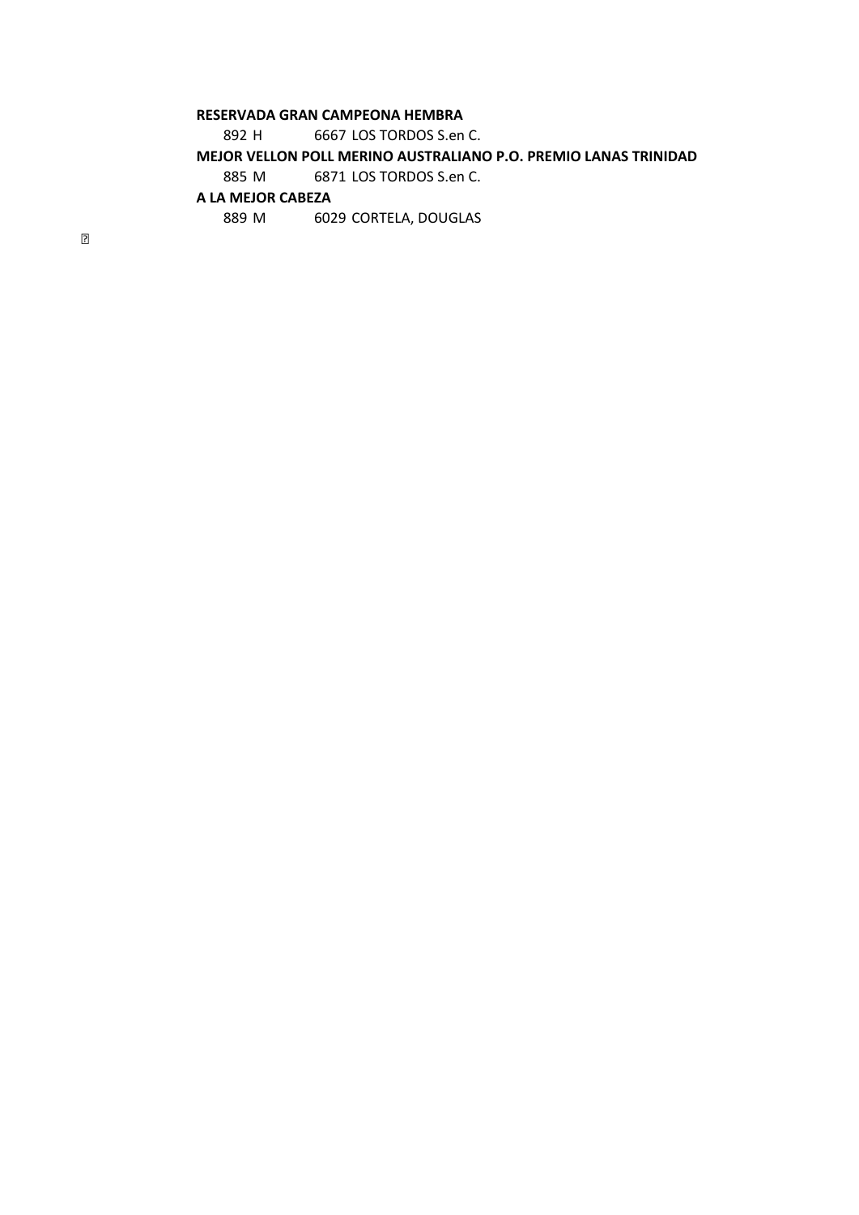**RESERVADA GRAN CAMPEONA HEMBRA**

892 H 6667 LOS TORDOS S.en C.

**MEJOR VELLON POLL MERINO AUSTRALIANO P.O. PREMIO LANAS TRINIDAD**

885 M 6871 LOS TORDOS S.en C.

**A LA MEJOR CABEZA**

889 M 6029 CORTELA, DOUGLAS